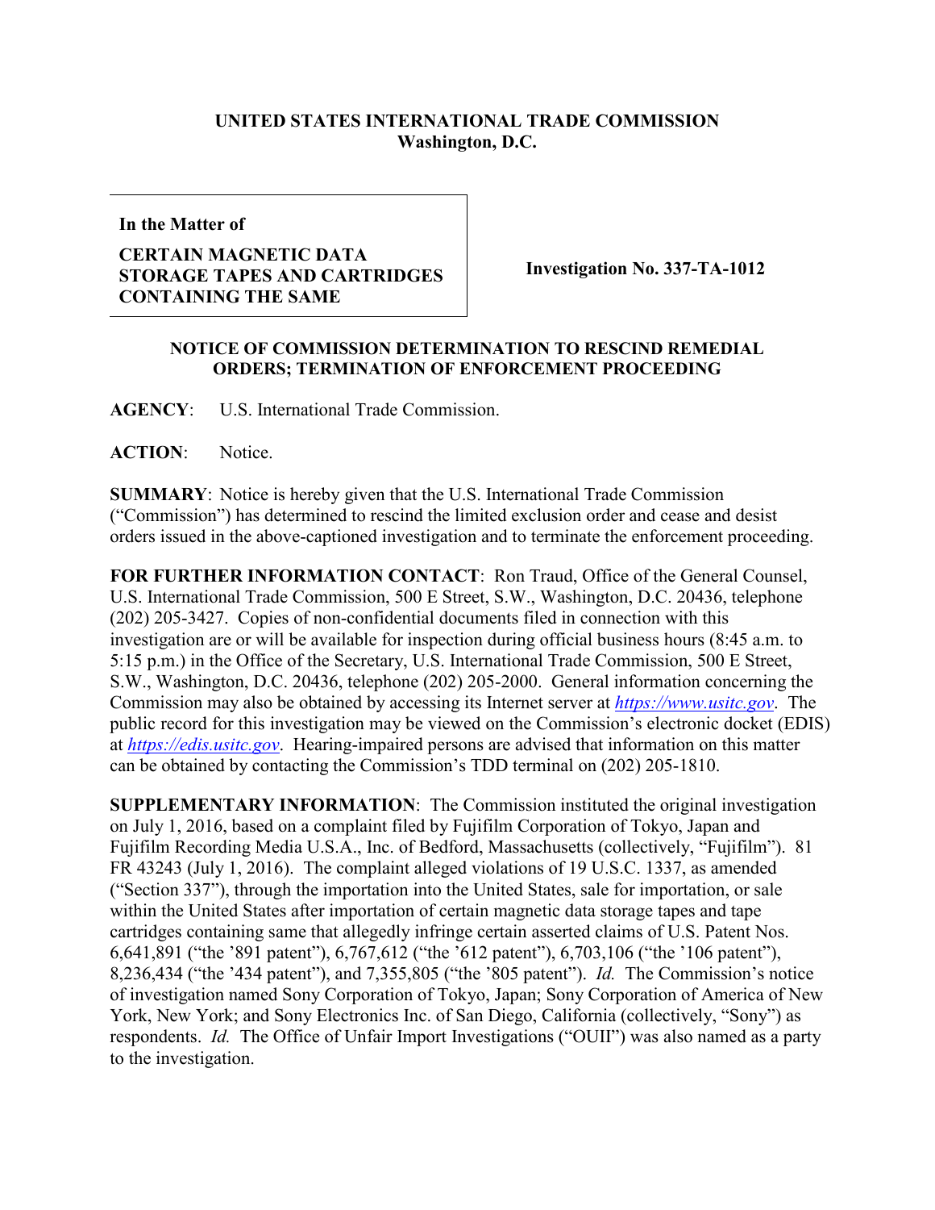**UNITED STATES INTERNATIONAL TRADE COMMISSION**
**Washington, D.C.**

| In the Matter of<br>**CERTAIN MAGNETIC DATA STORAGE TAPES AND CARTRIDGES CONTAINING THE SAME** | **Investigation No. 337-TA-1012** |
|---|---|

**NOTICE OF COMMISSION DETERMINATION TO RESCIND REMEDIAL ORDERS; TERMINATION OF ENFORCEMENT PROCEEDING**

**AGENCY**: U.S. International Trade Commission.

**ACTION**: Notice.

**SUMMARY**: Notice is hereby given that the U.S. International Trade Commission ("Commission") has determined to rescind the limited exclusion order and cease and desist orders issued in the above-captioned investigation and to terminate the enforcement proceeding.

**FOR FURTHER INFORMATION CONTACT**: Ron Traud, Office of the General Counsel, U.S. International Trade Commission, 500 E Street, S.W., Washington, D.C. 20436, telephone (202) 205-3427. Copies of non-confidential documents filed in connection with this investigation are or will be available for inspection during official business hours (8:45 a.m. to 5:15 p.m.) in the Office of the Secretary, U.S. International Trade Commission, 500 E Street, S.W., Washington, D.C. 20436, telephone (202) 205-2000. General information concerning the Commission may also be obtained by accessing its Internet server at *https://www.usitc.gov*. The public record for this investigation may be viewed on the Commission's electronic docket (EDIS) at *https://edis.usitc.gov*. Hearing-impaired persons are advised that information on this matter can be obtained by contacting the Commission's TDD terminal on (202) 205-1810.

**SUPPLEMENTARY INFORMATION**: The Commission instituted the original investigation on July 1, 2016, based on a complaint filed by Fujifilm Corporation of Tokyo, Japan and Fujifilm Recording Media U.S.A., Inc. of Bedford, Massachusetts (collectively, "Fujifilm"). 81 FR 43243 (July 1, 2016). The complaint alleged violations of 19 U.S.C. 1337, as amended ("Section 337"), through the importation into the United States, sale for importation, or sale within the United States after importation of certain magnetic data storage tapes and tape cartridges containing same that allegedly infringe certain asserted claims of U.S. Patent Nos. 6,641,891 ("the '891 patent"), 6,767,612 ("the '612 patent"), 6,703,106 ("the '106 patent"), 8,236,434 ("the '434 patent"), and 7,355,805 ("the '805 patent"). *Id.* The Commission's notice of investigation named Sony Corporation of Tokyo, Japan; Sony Corporation of America of New York, New York; and Sony Electronics Inc. of San Diego, California (collectively, "Sony") as respondents. *Id.* The Office of Unfair Import Investigations ("OUII") was also named as a party to the investigation.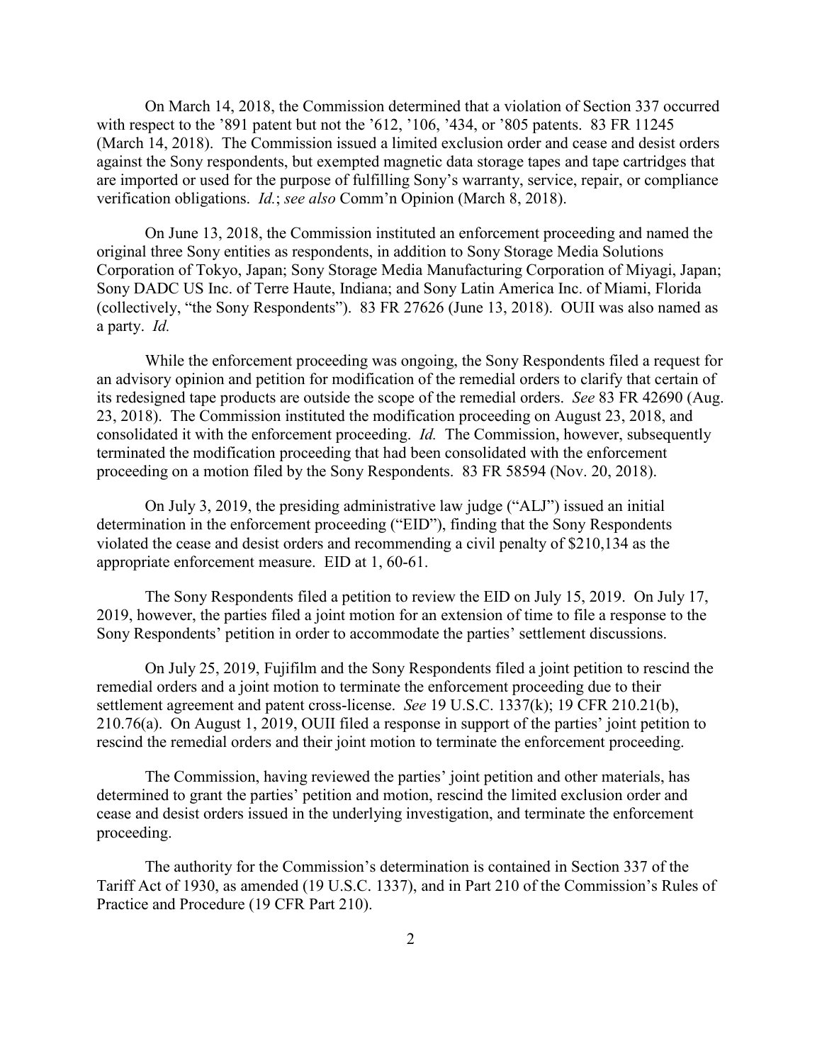On March 14, 2018, the Commission determined that a violation of Section 337 occurred with respect to the '891 patent but not the '612, '106, '434, or '805 patents. 83 FR 11245 (March 14, 2018). The Commission issued a limited exclusion order and cease and desist orders against the Sony respondents, but exempted magnetic data storage tapes and tape cartridges that are imported or used for the purpose of fulfilling Sony's warranty, service, repair, or compliance verification obligations. *Id.*; *see also* Comm'n Opinion (March 8, 2018).

On June 13, 2018, the Commission instituted an enforcement proceeding and named the original three Sony entities as respondents, in addition to Sony Storage Media Solutions Corporation of Tokyo, Japan; Sony Storage Media Manufacturing Corporation of Miyagi, Japan; Sony DADC US Inc. of Terre Haute, Indiana; and Sony Latin America Inc. of Miami, Florida (collectively, "the Sony Respondents"). 83 FR 27626 (June 13, 2018). OUII was also named as a party. *Id.*

While the enforcement proceeding was ongoing, the Sony Respondents filed a request for an advisory opinion and petition for modification of the remedial orders to clarify that certain of its redesigned tape products are outside the scope of the remedial orders. *See* 83 FR 42690 (Aug. 23, 2018). The Commission instituted the modification proceeding on August 23, 2018, and consolidated it with the enforcement proceeding. *Id.* The Commission, however, subsequently terminated the modification proceeding that had been consolidated with the enforcement proceeding on a motion filed by the Sony Respondents. 83 FR 58594 (Nov. 20, 2018).

On July 3, 2019, the presiding administrative law judge ("ALJ") issued an initial determination in the enforcement proceeding ("EID"), finding that the Sony Respondents violated the cease and desist orders and recommending a civil penalty of $210,134 as the appropriate enforcement measure. EID at 1, 60-61.

The Sony Respondents filed a petition to review the EID on July 15, 2019. On July 17, 2019, however, the parties filed a joint motion for an extension of time to file a response to the Sony Respondents' petition in order to accommodate the parties' settlement discussions.

On July 25, 2019, Fujifilm and the Sony Respondents filed a joint petition to rescind the remedial orders and a joint motion to terminate the enforcement proceeding due to their settlement agreement and patent cross-license. *See* 19 U.S.C. 1337(k); 19 CFR 210.21(b), 210.76(a). On August 1, 2019, OUII filed a response in support of the parties' joint petition to rescind the remedial orders and their joint motion to terminate the enforcement proceeding.

The Commission, having reviewed the parties' joint petition and other materials, has determined to grant the parties' petition and motion, rescind the limited exclusion order and cease and desist orders issued in the underlying investigation, and terminate the enforcement proceeding.

The authority for the Commission's determination is contained in Section 337 of the Tariff Act of 1930, as amended (19 U.S.C. 1337), and in Part 210 of the Commission's Rules of Practice and Procedure (19 CFR Part 210).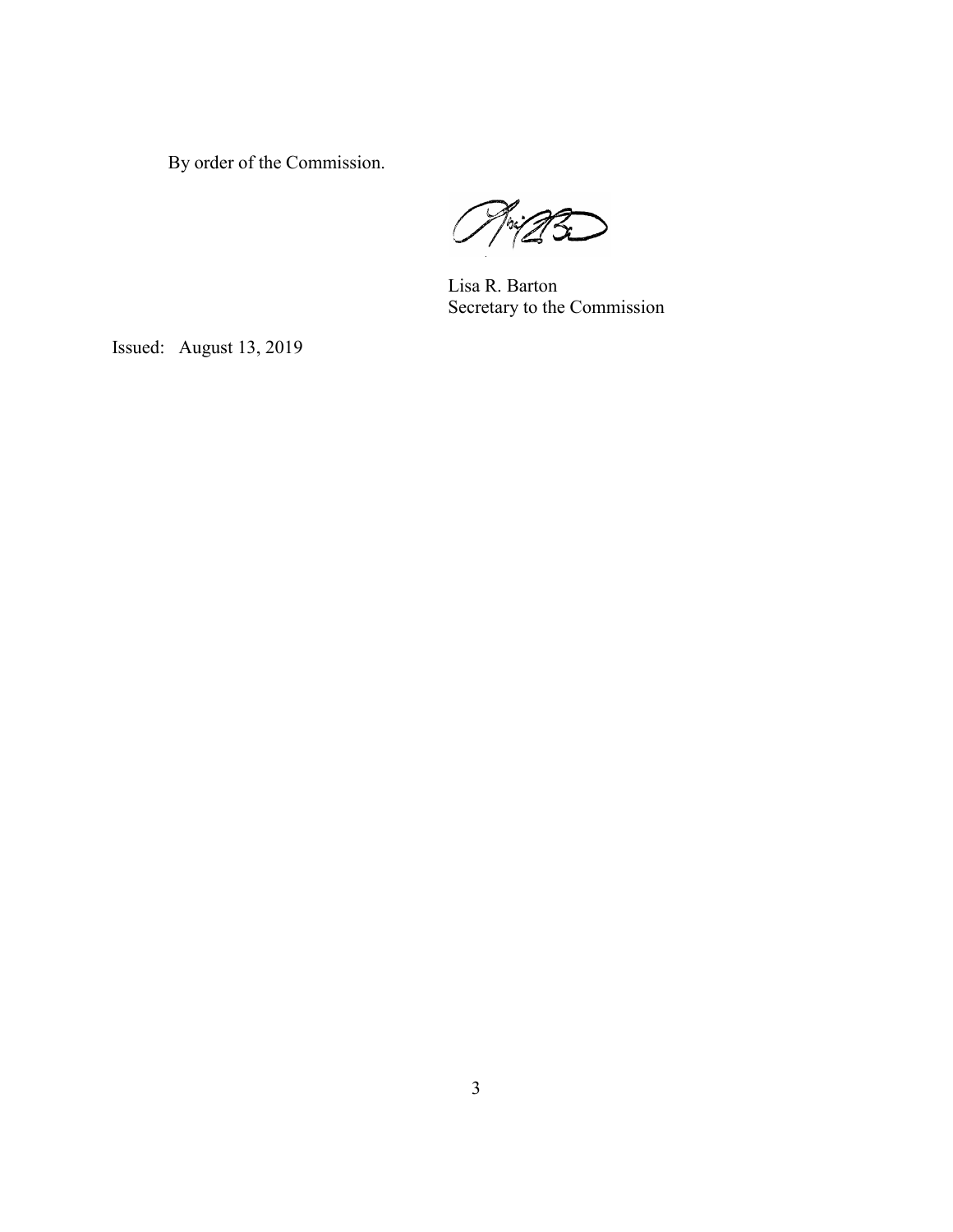By order of the Commission.

Lisa R. Barton
Secretary to the Commission

Issued: August 13, 2019